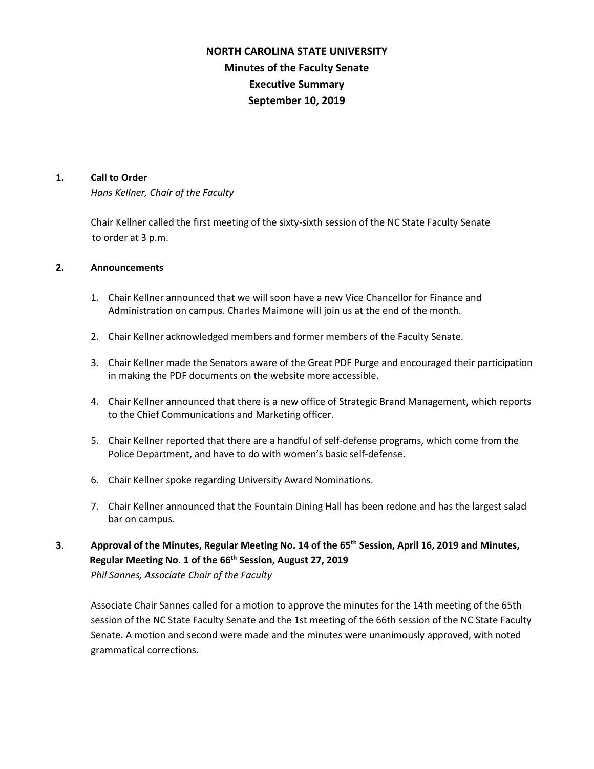# NORTH CAROLINA STATE UNIVERSITY
## Minutes of the Faculty Senate
## Executive Summary
## September 10, 2019

**1. Call to Order**
*Hans Kellner, Chair of the Faculty*

Chair Kellner called the first meeting of the sixty-sixth session of the NC State Faculty Senate to order at 3 p.m.

**2. Announcements**

1. Chair Kellner announced that we will soon have a new Vice Chancellor for Finance and Administration on campus. Charles Maimone will join us at the end of the month.

2. Chair Kellner acknowledged members and former members of the Faculty Senate.

3. Chair Kellner made the Senators aware of the Great PDF Purge and encouraged their participation in making the PDF documents on the website more accessible.

4. Chair Kellner announced that there is a new office of Strategic Brand Management, which reports to the Chief Communications and Marketing officer.

5. Chair Kellner reported that there are a handful of self-defense programs, which come from the Police Department, and have to do with women's basic self-defense.

6. Chair Kellner spoke regarding University Award Nominations.

7. Chair Kellner announced that the Fountain Dining Hall has been redone and has the largest salad bar on campus.

**3. Approval of the Minutes, Regular Meeting No. 14 of the 65th Session, April 16, 2019 and Minutes, Regular Meeting No. 1 of the 66th Session, August 27, 2019**
*Phil Sannes, Associate Chair of the Faculty*

Associate Chair Sannes called for a motion to approve the minutes for the 14th meeting of the 65th session of the NC State Faculty Senate and the 1st meeting of the 66th session of the NC State Faculty Senate. A motion and second were made and the minutes were unanimously approved, with noted grammatical corrections.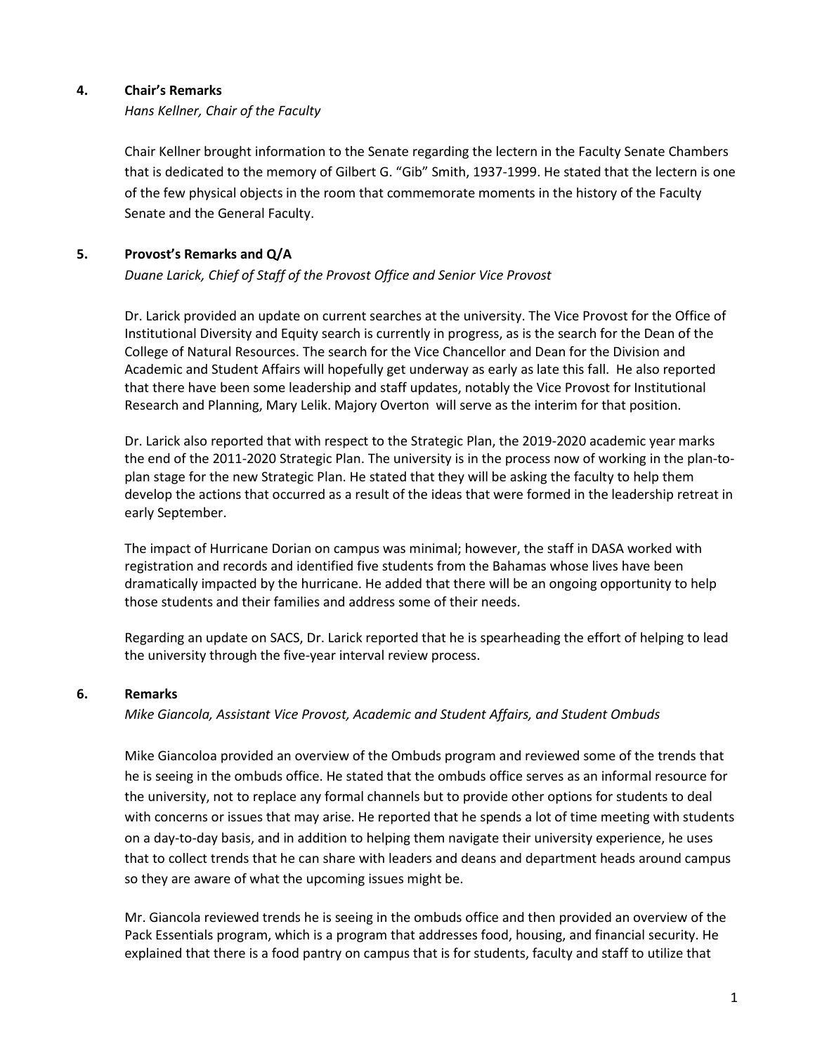## 4. Chair's Remarks

*Hans Kellner, Chair of the Faculty*

Chair Kellner brought information to the Senate regarding the lectern in the Faculty Senate Chambers that is dedicated to the memory of Gilbert G. "Gib" Smith, 1937-1999. He stated that the lectern is one of the few physical objects in the room that commemorate moments in the history of the Faculty Senate and the General Faculty.

## 5. Provost's Remarks and Q/A

*Duane Larick, Chief of Staff of the Provost Office and Senior Vice Provost*

Dr. Larick provided an update on current searches at the university. The Vice Provost for the Office of Institutional Diversity and Equity search is currently in progress, as is the search for the Dean of the College of Natural Resources. The search for the Vice Chancellor and Dean for the Division and Academic and Student Affairs will hopefully get underway as early as late this fall. He also reported that there have been some leadership and staff updates, notably the Vice Provost for Institutional Research and Planning, Mary Lelik. Majory Overton will serve as the interim for that position.

Dr. Larick also reported that with respect to the Strategic Plan, the 2019-2020 academic year marks the end of the 2011-2020 Strategic Plan. The university is in the process now of working in the plan-to-plan stage for the new Strategic Plan. He stated that they will be asking the faculty to help them develop the actions that occurred as a result of the ideas that were formed in the leadership retreat in early September.

The impact of Hurricane Dorian on campus was minimal; however, the staff in DASA worked with registration and records and identified five students from the Bahamas whose lives have been dramatically impacted by the hurricane. He added that there will be an ongoing opportunity to help those students and their families and address some of their needs.

Regarding an update on SACS, Dr. Larick reported that he is spearheading the effort of helping to lead the university through the five-year interval review process.

## 6. Remarks

*Mike Giancola, Assistant Vice Provost, Academic and Student Affairs, and Student Ombuds*

Mike Giancoloa provided an overview of the Ombuds program and reviewed some of the trends that he is seeing in the ombuds office. He stated that the ombuds office serves as an informal resource for the university, not to replace any formal channels but to provide other options for students to deal with concerns or issues that may arise. He reported that he spends a lot of time meeting with students on a day-to-day basis, and in addition to helping them navigate their university experience, he uses that to collect trends that he can share with leaders and deans and department heads around campus so they are aware of what the upcoming issues might be.

Mr. Giancola reviewed trends he is seeing in the ombuds office and then provided an overview of the Pack Essentials program, which is a program that addresses food, housing, and financial security. He explained that there is a food pantry on campus that is for students, faculty and staff to utilize that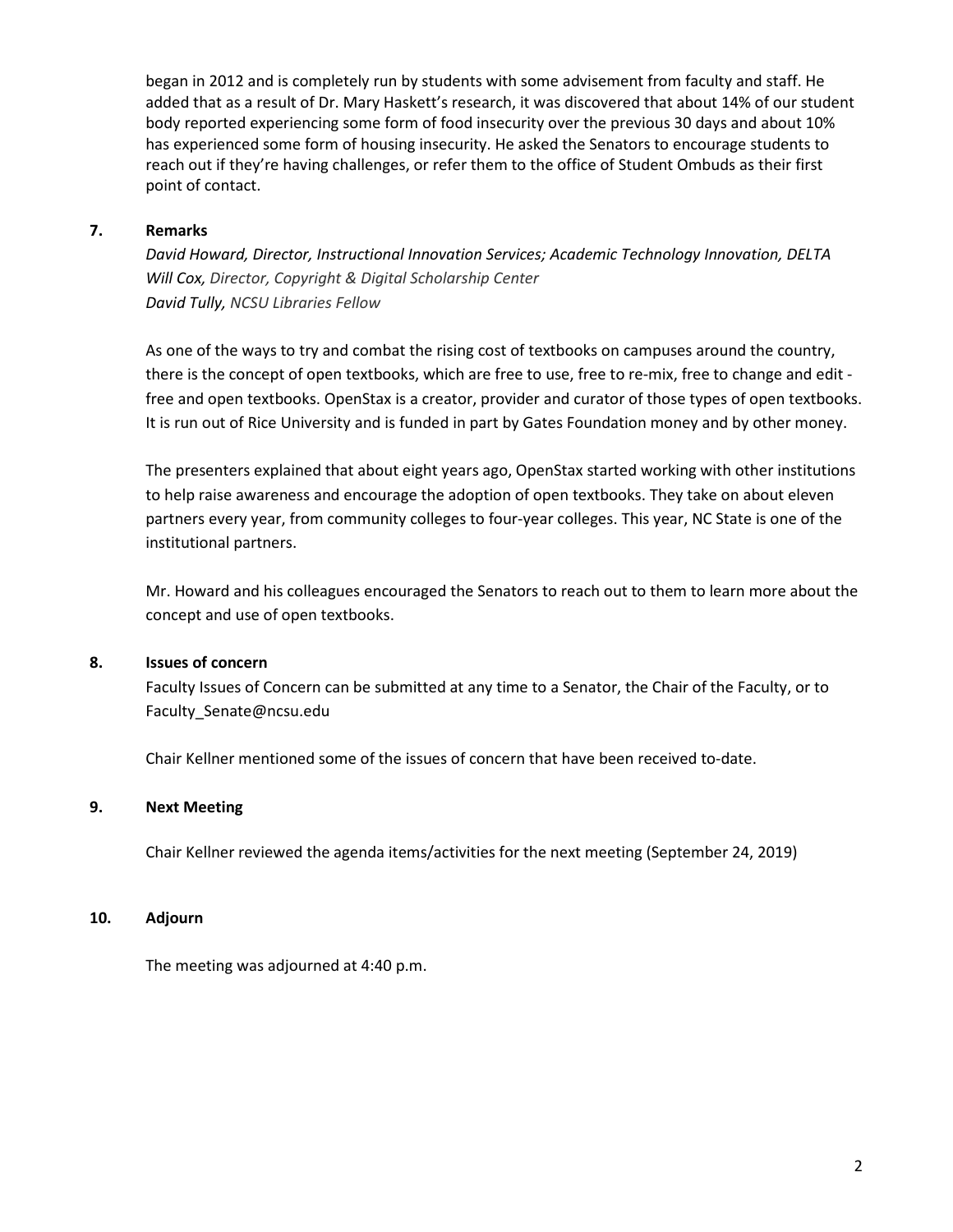began in 2012 and is completely run by students with some advisement from faculty and staff. He added that as a result of Dr. Mary Haskett's research, it was discovered that about 14% of our student body reported experiencing some form of food insecurity over the previous 30 days and about 10% has experienced some form of housing insecurity. He asked the Senators to encourage students to reach out if they're having challenges, or refer them to the office of Student Ombuds as their first point of contact.

**7. Remarks**

*David Howard, Director, Instructional Innovation Services; Academic Technology Innovation, DELTA*
*Will Cox, Director, Copyright & Digital Scholarship Center*
*David Tully, NCSU Libraries Fellow*

As one of the ways to try and combat the rising cost of textbooks on campuses around the country, there is the concept of open textbooks, which are free to use, free to re-mix, free to change and edit - free and open textbooks. OpenStax is a creator, provider and curator of those types of open textbooks. It is run out of Rice University and is funded in part by Gates Foundation money and by other money.

The presenters explained that about eight years ago, OpenStax started working with other institutions to help raise awareness and encourage the adoption of open textbooks. They take on about eleven partners every year, from community colleges to four-year colleges. This year, NC State is one of the institutional partners.

Mr. Howard and his colleagues encouraged the Senators to reach out to them to learn more about the concept and use of open textbooks.

**8. Issues of concern**

Faculty Issues of Concern can be submitted at any time to a Senator, the Chair of the Faculty, or to Faculty_Senate@ncsu.edu

Chair Kellner mentioned some of the issues of concern that have been received to-date.

**9. Next Meeting**

Chair Kellner reviewed the agenda items/activities for the next meeting (September 24, 2019)

**10. Adjourn**

The meeting was adjourned at 4:40 p.m.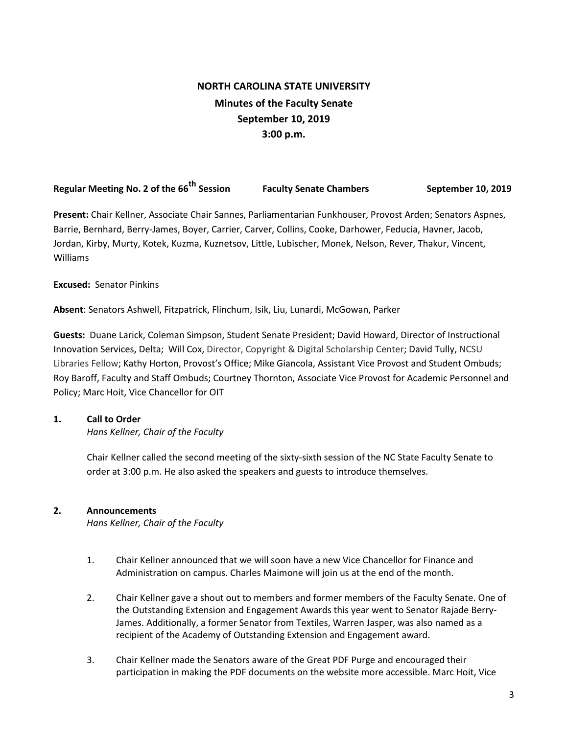# NORTH CAROLINA STATE UNIVERSITY

## Minutes of the Faculty Senate

## September 10, 2019

## 3:00 p.m.

**Regular Meeting No. 2 of the 66th Session** **Faculty Senate Chambers** **September 10, 2019**

**Present:** Chair Kellner, Associate Chair Sannes, Parliamentarian Funkhouser, Provost Arden; Senators Aspnes, Barrie, Bernhard, Berry-James, Boyer, Carrier, Carver, Collins, Cooke, Darhower, Feducia, Havner, Jacob, Jordan, Kirby, Murty, Kotek, Kuzma, Kuznetsov, Little, Lubischer, Monek, Nelson, Rever, Thakur, Vincent, Williams

**Excused:** Senator Pinkins

**Absent**: Senators Ashwell, Fitzpatrick, Flinchum, Isik, Liu, Lunardi, McGowan, Parker

**Guests:** Duane Larick, Coleman Simpson, Student Senate President; David Howard, Director of Instructional Innovation Services, Delta; Will Cox, Director, Copyright & Digital Scholarship Center; David Tully, NCSU Libraries Fellow; Kathy Horton, Provost's Office; Mike Giancola, Assistant Vice Provost and Student Ombuds; Roy Baroff, Faculty and Staff Ombuds; Courtney Thornton, Associate Vice Provost for Academic Personnel and Policy; Marc Hoit, Vice Chancellor for OIT

### 1. Call to Order

*Hans Kellner, Chair of the Faculty*

Chair Kellner called the second meeting of the sixty-sixth session of the NC State Faculty Senate to order at 3:00 p.m. He also asked the speakers and guests to introduce themselves.

### 2. Announcements

*Hans Kellner, Chair of the Faculty*

1. Chair Kellner announced that we will soon have a new Vice Chancellor for Finance and Administration on campus. Charles Maimone will join us at the end of the month.

2. Chair Kellner gave a shout out to members and former members of the Faculty Senate. One of the Outstanding Extension and Engagement Awards this year went to Senator Rajade Berry-James. Additionally, a former Senator from Textiles, Warren Jasper, was also named as a recipient of the Academy of Outstanding Extension and Engagement award.

3. Chair Kellner made the Senators aware of the Great PDF Purge and encouraged their participation in making the PDF documents on the website more accessible. Marc Hoit, Vice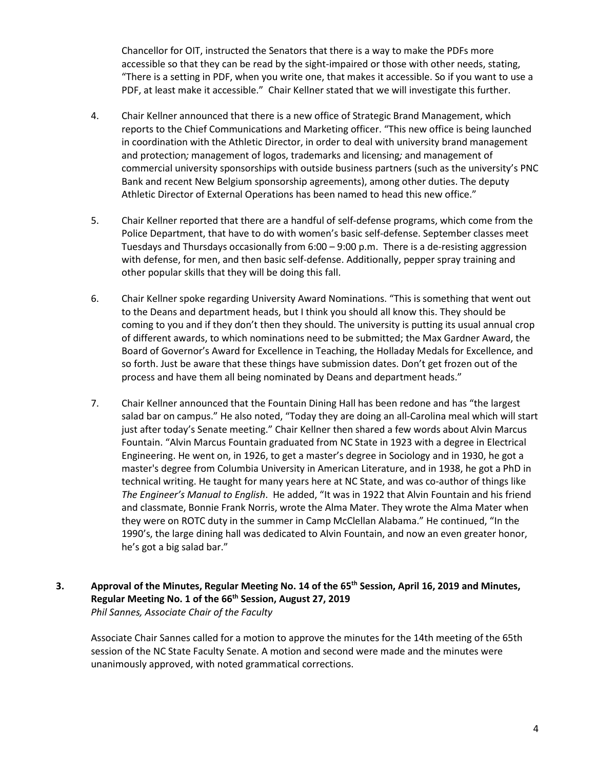Chancellor for OIT, instructed the Senators that there is a way to make the PDFs more accessible so that they can be read by the sight-impaired or those with other needs, stating, “There is a setting in PDF, when you write one, that makes it accessible. So if you want to use a PDF, at least make it accessible.” Chair Kellner stated that we will investigate this further.

4. Chair Kellner announced that there is a new office of Strategic Brand Management, which reports to the Chief Communications and Marketing officer. “This new office is being launched in coordination with the Athletic Director, in order to deal with university brand management and protection*;* management of logos, trademarks and licensing*;* and management of commercial university sponsorships with outside business partners (such as the university’s PNC Bank and recent New Belgium sponsorship agreements), among other duties. The deputy Athletic Director of External Operations has been named to head this new office.”

5. Chair Kellner reported that there are a handful of self-defense programs, which come from the Police Department, that have to do with women’s basic self-defense. September classes meet Tuesdays and Thursdays occasionally from 6:00 – 9:00 p.m. There is a de-resisting aggression with defense, for men, and then basic self-defense. Additionally, pepper spray training and other popular skills that they will be doing this fall.

6. Chair Kellner spoke regarding University Award Nominations. “This is something that went out to the Deans and department heads, but I think you should all know this. They should be coming to you and if they don’t then they should. The university is putting its usual annual crop of different awards, to which nominations need to be submitted; the Max Gardner Award, the Board of Governor’s Award for Excellence in Teaching, the Holladay Medals for Excellence, and so forth. Just be aware that these things have submission dates. Don’t get frozen out of the process and have them all being nominated by Deans and department heads.”

7. Chair Kellner announced that the Fountain Dining Hall has been redone and has “the largest salad bar on campus.” He also noted, “Today they are doing an all-Carolina meal which will start just after today’s Senate meeting.” Chair Kellner then shared a few words about Alvin Marcus Fountain. “Alvin Marcus Fountain graduated from NC State in 1923 with a degree in Electrical Engineering. He went on, in 1926, to get a master’s degree in Sociology and in 1930, he got a master's degree from Columbia University in American Literature, and in 1938, he got a PhD in technical writing. He taught for many years here at NC State, and was co-author of things like *The Engineer’s Manual to English*. He added, “It was in 1922 that Alvin Fountain and his friend and classmate, Bonnie Frank Norris, wrote the Alma Mater. They wrote the Alma Mater when they were on ROTC duty in the summer in Camp McClellan Alabama.” He continued, “In the 1990’s, the large dining hall was dedicated to Alvin Fountain, and now an even greater honor, he’s got a big salad bar.”

## 3. Approval of the Minutes, Regular Meeting No. 14 of the 65th Session, April 16, 2019 and Minutes, Regular Meeting No. 1 of the 66th Session, August 27, 2019

*Phil Sannes, Associate Chair of the Faculty*

Associate Chair Sannes called for a motion to approve the minutes for the 14th meeting of the 65th session of the NC State Faculty Senate. A motion and second were made and the minutes were unanimously approved, with noted grammatical corrections.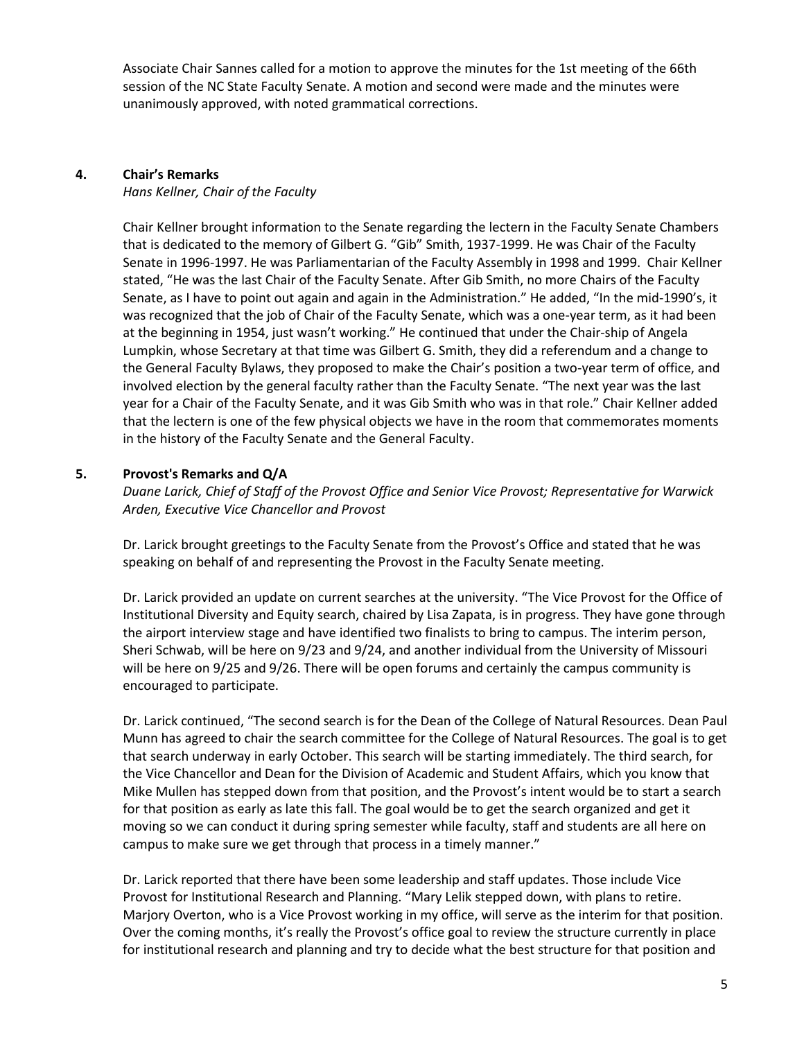Associate Chair Sannes called for a motion to approve the minutes for the 1st meeting of the 66th session of the NC State Faculty Senate. A motion and second were made and the minutes were unanimously approved, with noted grammatical corrections.

**4. Chair's Remarks**

*Hans Kellner, Chair of the Faculty*

Chair Kellner brought information to the Senate regarding the lectern in the Faculty Senate Chambers that is dedicated to the memory of Gilbert G. "Gib" Smith, 1937-1999. He was Chair of the Faculty Senate in 1996-1997. He was Parliamentarian of the Faculty Assembly in 1998 and 1999. Chair Kellner stated, "He was the last Chair of the Faculty Senate. After Gib Smith, no more Chairs of the Faculty Senate, as I have to point out again and again in the Administration." He added, "In the mid-1990's, it was recognized that the job of Chair of the Faculty Senate, which was a one-year term, as it had been at the beginning in 1954, just wasn't working." He continued that under the Chair-ship of Angela Lumpkin, whose Secretary at that time was Gilbert G. Smith, they did a referendum and a change to the General Faculty Bylaws, they proposed to make the Chair's position a two-year term of office, and involved election by the general faculty rather than the Faculty Senate. "The next year was the last year for a Chair of the Faculty Senate, and it was Gib Smith who was in that role." Chair Kellner added that the lectern is one of the few physical objects we have in the room that commemorates moments in the history of the Faculty Senate and the General Faculty.

**5. Provost's Remarks and Q/A**

*Duane Larick, Chief of Staff of the Provost Office and Senior Vice Provost; Representative for Warwick Arden, Executive Vice Chancellor and Provost*

Dr. Larick brought greetings to the Faculty Senate from the Provost's Office and stated that he was speaking on behalf of and representing the Provost in the Faculty Senate meeting.

Dr. Larick provided an update on current searches at the university. "The Vice Provost for the Office of Institutional Diversity and Equity search, chaired by Lisa Zapata, is in progress. They have gone through the airport interview stage and have identified two finalists to bring to campus. The interim person, Sheri Schwab, will be here on 9/23 and 9/24, and another individual from the University of Missouri will be here on 9/25 and 9/26. There will be open forums and certainly the campus community is encouraged to participate.

Dr. Larick continued, "The second search is for the Dean of the College of Natural Resources. Dean Paul Munn has agreed to chair the search committee for the College of Natural Resources. The goal is to get that search underway in early October. This search will be starting immediately. The third search, for the Vice Chancellor and Dean for the Division of Academic and Student Affairs, which you know that Mike Mullen has stepped down from that position, and the Provost's intent would be to start a search for that position as early as late this fall. The goal would be to get the search organized and get it moving so we can conduct it during spring semester while faculty, staff and students are all here on campus to make sure we get through that process in a timely manner."

Dr. Larick reported that there have been some leadership and staff updates. Those include Vice Provost for Institutional Research and Planning. "Mary Lelik stepped down, with plans to retire. Marjory Overton, who is a Vice Provost working in my office, will serve as the interim for that position. Over the coming months, it's really the Provost's office goal to review the structure currently in place for institutional research and planning and try to decide what the best structure for that position and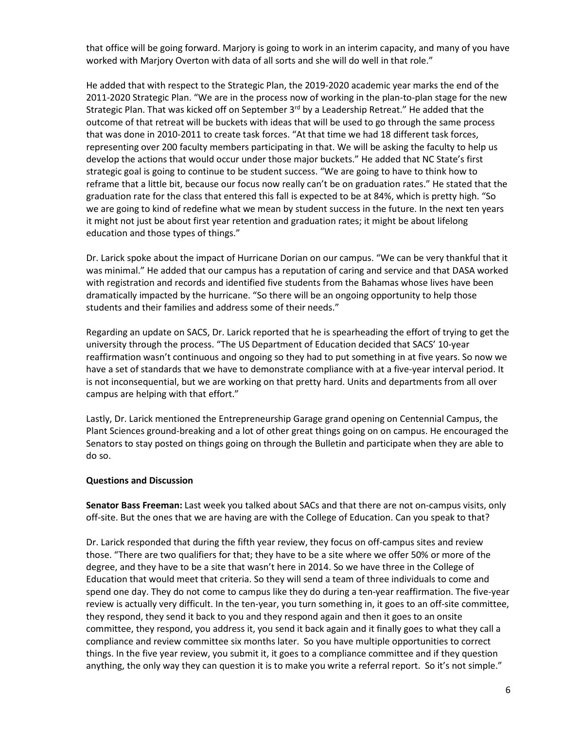that office will be going forward. Marjory is going to work in an interim capacity, and many of you have worked with Marjory Overton with data of all sorts and she will do well in that role."

He added that with respect to the Strategic Plan, the 2019-2020 academic year marks the end of the 2011-2020 Strategic Plan. "We are in the process now of working in the plan-to-plan stage for the new Strategic Plan. That was kicked off on September 3rd by a Leadership Retreat." He added that the outcome of that retreat will be buckets with ideas that will be used to go through the same process that was done in 2010-2011 to create task forces. "At that time we had 18 different task forces, representing over 200 faculty members participating in that. We will be asking the faculty to help us develop the actions that would occur under those major buckets." He added that NC State's first strategic goal is going to continue to be student success. "We are going to have to think how to reframe that a little bit, because our focus now really can't be on graduation rates." He stated that the graduation rate for the class that entered this fall is expected to be at 84%, which is pretty high. "So we are going to kind of redefine what we mean by student success in the future. In the next ten years it might not just be about first year retention and graduation rates; it might be about lifelong education and those types of things."

Dr. Larick spoke about the impact of Hurricane Dorian on our campus. "We can be very thankful that it was minimal." He added that our campus has a reputation of caring and service and that DASA worked with registration and records and identified five students from the Bahamas whose lives have been dramatically impacted by the hurricane. "So there will be an ongoing opportunity to help those students and their families and address some of their needs."

Regarding an update on SACS, Dr. Larick reported that he is spearheading the effort of trying to get the university through the process. "The US Department of Education decided that SACS' 10-year reaffirmation wasn't continuous and ongoing so they had to put something in at five years. So now we have a set of standards that we have to demonstrate compliance with at a five-year interval period. It is not inconsequential, but we are working on that pretty hard. Units and departments from all over campus are helping with that effort."

Lastly, Dr. Larick mentioned the Entrepreneurship Garage grand opening on Centennial Campus, the Plant Sciences ground-breaking and a lot of other great things going on on campus. He encouraged the Senators to stay posted on things going on through the Bulletin and participate when they are able to do so.

**Questions and Discussion**

**Senator Bass Freeman:** Last week you talked about SACs and that there are not on-campus visits, only off-site. But the ones that we are having are with the College of Education. Can you speak to that?

Dr. Larick responded that during the fifth year review, they focus on off-campus sites and review those. "There are two qualifiers for that; they have to be a site where we offer 50% or more of the degree, and they have to be a site that wasn't here in 2014. So we have three in the College of Education that would meet that criteria. So they will send a team of three individuals to come and spend one day. They do not come to campus like they do during a ten-year reaffirmation. The five-year review is actually very difficult. In the ten-year, you turn something in, it goes to an off-site committee, they respond, they send it back to you and they respond again and then it goes to an onsite committee, they respond, you address it, you send it back again and it finally goes to what they call a compliance and review committee six months later. So you have multiple opportunities to correct things. In the five year review, you submit it, it goes to a compliance committee and if they question anything, the only way they can question it is to make you write a referral report. So it's not simple."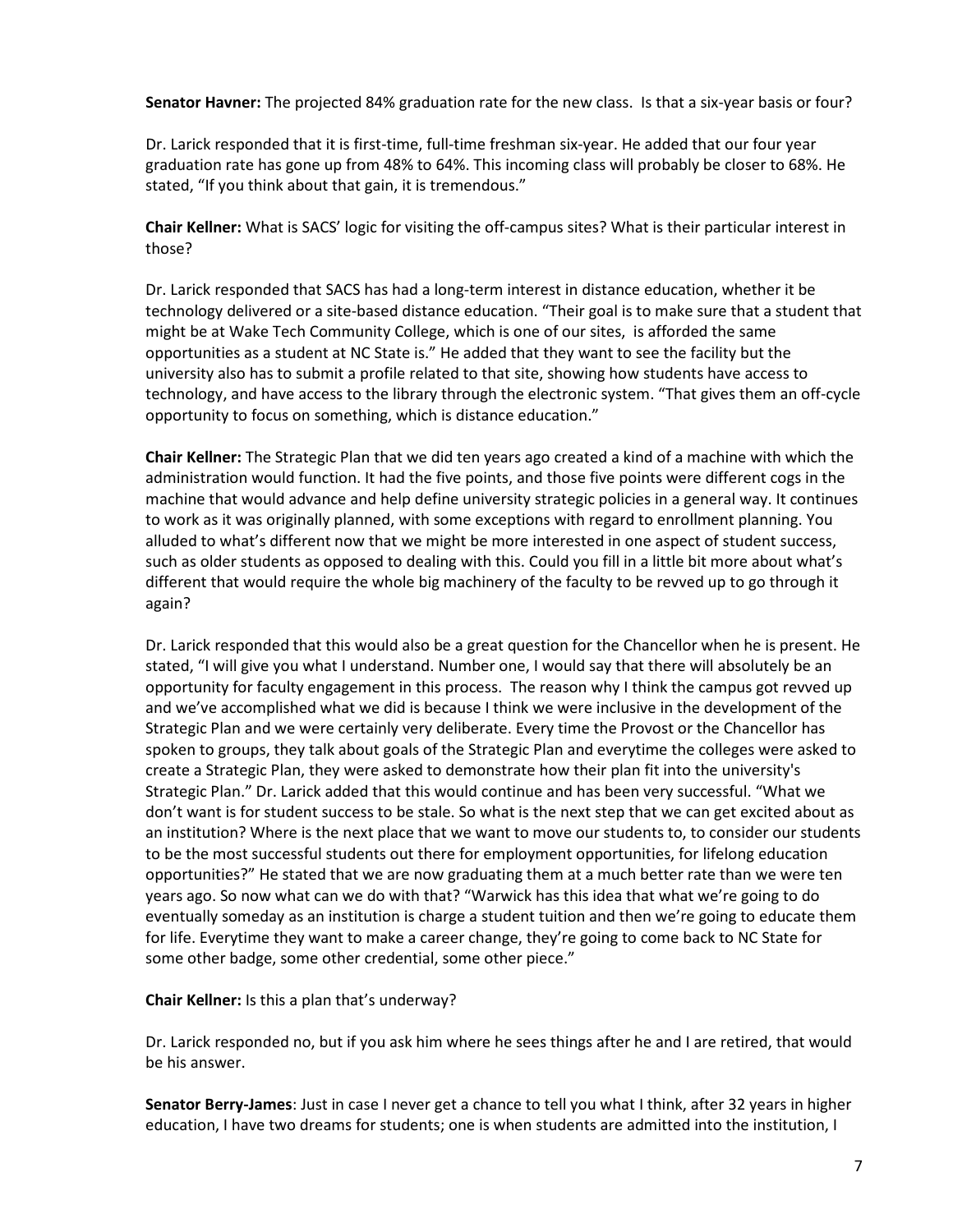**Senator Havner:** The projected 84% graduation rate for the new class. Is that a six-year basis or four?

Dr. Larick responded that it is first-time, full-time freshman six-year. He added that our four year graduation rate has gone up from 48% to 64%. This incoming class will probably be closer to 68%. He stated, "If you think about that gain, it is tremendous."

**Chair Kellner:** What is SACS' logic for visiting the off-campus sites? What is their particular interest in those?

Dr. Larick responded that SACS has had a long-term interest in distance education, whether it be technology delivered or a site-based distance education. "Their goal is to make sure that a student that might be at Wake Tech Community College, which is one of our sites, is afforded the same opportunities as a student at NC State is." He added that they want to see the facility but the university also has to submit a profile related to that site, showing how students have access to technology, and have access to the library through the electronic system. "That gives them an off-cycle opportunity to focus on something, which is distance education."

**Chair Kellner:** The Strategic Plan that we did ten years ago created a kind of a machine with which the administration would function. It had the five points, and those five points were different cogs in the machine that would advance and help define university strategic policies in a general way. It continues to work as it was originally planned, with some exceptions with regard to enrollment planning. You alluded to what's different now that we might be more interested in one aspect of student success, such as older students as opposed to dealing with this. Could you fill in a little bit more about what's different that would require the whole big machinery of the faculty to be revved up to go through it again?

Dr. Larick responded that this would also be a great question for the Chancellor when he is present. He stated, "I will give you what I understand. Number one, I would say that there will absolutely be an opportunity for faculty engagement in this process. The reason why I think the campus got revved up and we've accomplished what we did is because I think we were inclusive in the development of the Strategic Plan and we were certainly very deliberate. Every time the Provost or the Chancellor has spoken to groups, they talk about goals of the Strategic Plan and everytime the colleges were asked to create a Strategic Plan, they were asked to demonstrate how their plan fit into the university's Strategic Plan." Dr. Larick added that this would continue and has been very successful. "What we don't want is for student success to be stale. So what is the next step that we can get excited about as an institution? Where is the next place that we want to move our students to, to consider our students to be the most successful students out there for employment opportunities, for lifelong education opportunities?" He stated that we are now graduating them at a much better rate than we were ten years ago. So now what can we do with that? "Warwick has this idea that what we're going to do eventually someday as an institution is charge a student tuition and then we're going to educate them for life. Everytime they want to make a career change, they're going to come back to NC State for some other badge, some other credential, some other piece."

**Chair Kellner:** Is this a plan that's underway?

Dr. Larick responded no, but if you ask him where he sees things after he and I are retired, that would be his answer.

**Senator Berry-James**: Just in case I never get a chance to tell you what I think, after 32 years in higher education, I have two dreams for students; one is when students are admitted into the institution, I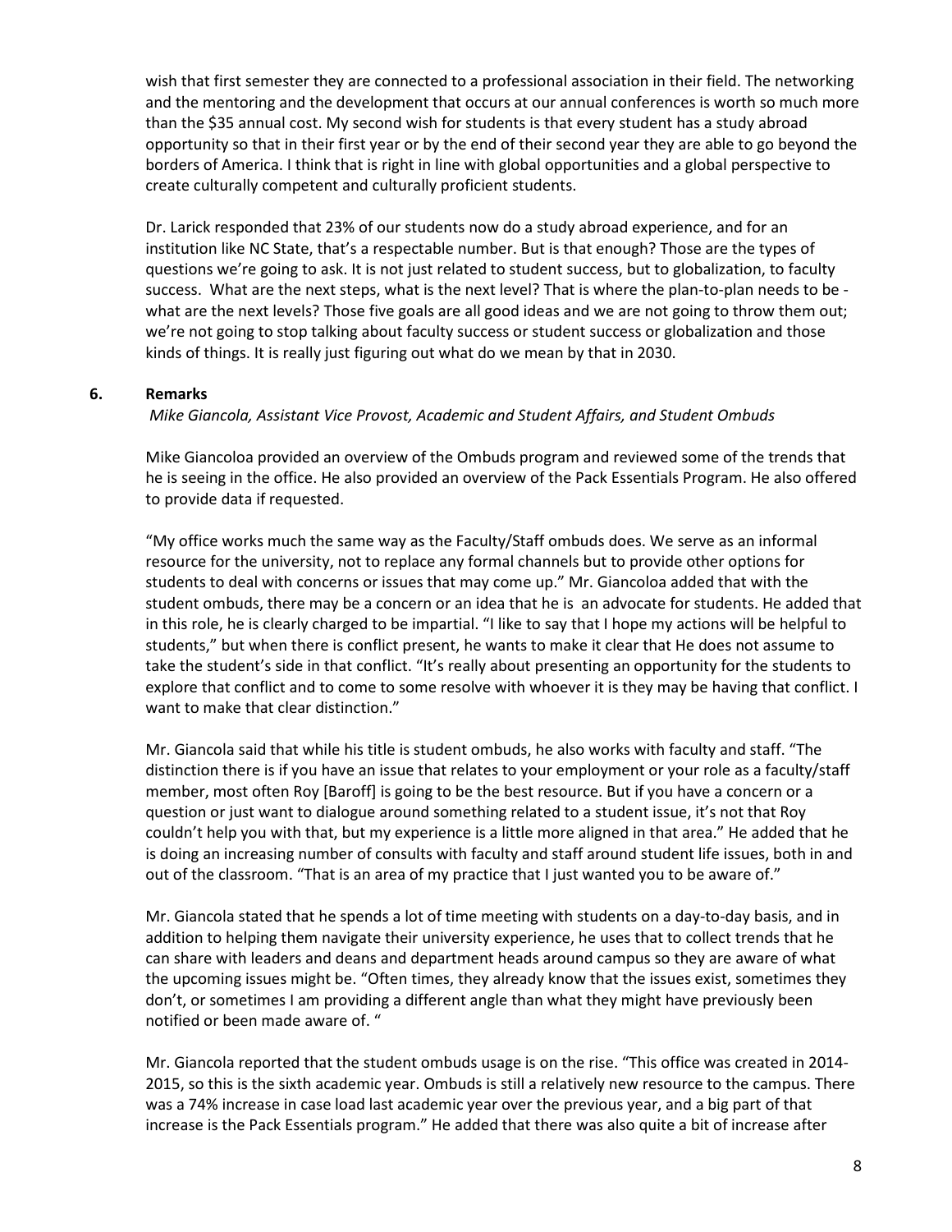wish that first semester they are connected to a professional association in their field. The networking and the mentoring and the development that occurs at our annual conferences is worth so much more than the $35 annual cost. My second wish for students is that every student has a study abroad opportunity so that in their first year or by the end of their second year they are able to go beyond the borders of America. I think that is right in line with global opportunities and a global perspective to create culturally competent and culturally proficient students.

Dr. Larick responded that 23% of our students now do a study abroad experience, and for an institution like NC State, that's a respectable number. But is that enough? Those are the types of questions we're going to ask. It is not just related to student success, but to globalization, to faculty success. What are the next steps, what is the next level? That is where the plan-to-plan needs to be - what are the next levels? Those five goals are all good ideas and we are not going to throw them out; we're not going to stop talking about faculty success or student success or globalization and those kinds of things. It is really just figuring out what do we mean by that in 2030.

**6. Remarks**

*Mike Giancola, Assistant Vice Provost, Academic and Student Affairs, and Student Ombuds*

Mike Giancoloa provided an overview of the Ombuds program and reviewed some of the trends that he is seeing in the office. He also provided an overview of the Pack Essentials Program. He also offered to provide data if requested.

"My office works much the same way as the Faculty/Staff ombuds does. We serve as an informal resource for the university, not to replace any formal channels but to provide other options for students to deal with concerns or issues that may come up." Mr. Giancoloa added that with the student ombuds, there may be a concern or an idea that he is an advocate for students. He added that in this role, he is clearly charged to be impartial. "I like to say that I hope my actions will be helpful to students," but when there is conflict present, he wants to make it clear that He does not assume to take the student's side in that conflict. "It's really about presenting an opportunity for the students to explore that conflict and to come to some resolve with whoever it is they may be having that conflict. I want to make that clear distinction."

Mr. Giancola said that while his title is student ombuds, he also works with faculty and staff. "The distinction there is if you have an issue that relates to your employment or your role as a faculty/staff member, most often Roy [Baroff] is going to be the best resource. But if you have a concern or a question or just want to dialogue around something related to a student issue, it's not that Roy couldn't help you with that, but my experience is a little more aligned in that area." He added that he is doing an increasing number of consults with faculty and staff around student life issues, both in and out of the classroom. "That is an area of my practice that I just wanted you to be aware of."

Mr. Giancola stated that he spends a lot of time meeting with students on a day-to-day basis, and in addition to helping them navigate their university experience, he uses that to collect trends that he can share with leaders and deans and department heads around campus so they are aware of what the upcoming issues might be. "Often times, they already know that the issues exist, sometimes they don't, or sometimes I am providing a different angle than what they might have previously been notified or been made aware of. "

Mr. Giancola reported that the student ombuds usage is on the rise. "This office was created in 2014-2015, so this is the sixth academic year. Ombuds is still a relatively new resource to the campus. There was a 74% increase in case load last academic year over the previous year, and a big part of that increase is the Pack Essentials program." He added that there was also quite a bit of increase after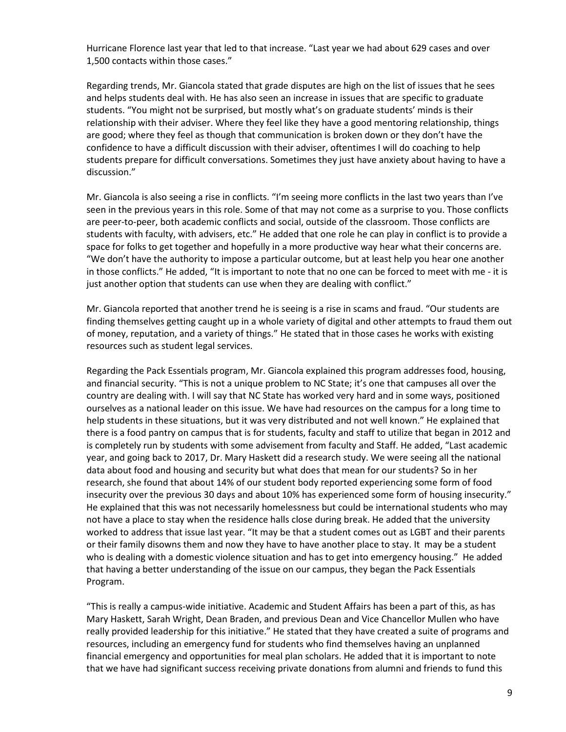Hurricane Florence last year that led to that increase. "Last year we had about 629 cases and over 1,500 contacts within those cases."

Regarding trends, Mr. Giancola stated that grade disputes are high on the list of issues that he sees and helps students deal with. He has also seen an increase in issues that are specific to graduate students. "You might not be surprised, but mostly what's on graduate students' minds is their relationship with their adviser. Where they feel like they have a good mentoring relationship, things are good; where they feel as though that communication is broken down or they don't have the confidence to have a difficult discussion with their adviser, oftentimes I will do coaching to help students prepare for difficult conversations. Sometimes they just have anxiety about having to have a discussion."

Mr. Giancola is also seeing a rise in conflicts. "I'm seeing more conflicts in the last two years than I've seen in the previous years in this role. Some of that may not come as a surprise to you. Those conflicts are peer-to-peer, both academic conflicts and social, outside of the classroom. Those conflicts are students with faculty, with advisers, etc." He added that one role he can play in conflict is to provide a space for folks to get together and hopefully in a more productive way hear what their concerns are. "We don't have the authority to impose a particular outcome, but at least help you hear one another in those conflicts." He added, "It is important to note that no one can be forced to meet with me - it is just another option that students can use when they are dealing with conflict."

Mr. Giancola reported that another trend he is seeing is a rise in scams and fraud. "Our students are finding themselves getting caught up in a whole variety of digital and other attempts to fraud them out of money, reputation, and a variety of things." He stated that in those cases he works with existing resources such as student legal services.

Regarding the Pack Essentials program, Mr. Giancola explained this program addresses food, housing, and financial security. "This is not a unique problem to NC State; it's one that campuses all over the country are dealing with. I will say that NC State has worked very hard and in some ways, positioned ourselves as a national leader on this issue. We have had resources on the campus for a long time to help students in these situations, but it was very distributed and not well known." He explained that there is a food pantry on campus that is for students, faculty and staff to utilize that began in 2012 and is completely run by students with some advisement from faculty and Staff. He added, "Last academic year, and going back to 2017, Dr. Mary Haskett did a research study. We were seeing all the national data about food and housing and security but what does that mean for our students? So in her research, she found that about 14% of our student body reported experiencing some form of food insecurity over the previous 30 days and about 10% has experienced some form of housing insecurity." He explained that this was not necessarily homelessness but could be international students who may not have a place to stay when the residence halls close during break. He added that the university worked to address that issue last year. "It may be that a student comes out as LGBT and their parents or their family disowns them and now they have to have another place to stay. It may be a student who is dealing with a domestic violence situation and has to get into emergency housing." He added that having a better understanding of the issue on our campus, they began the Pack Essentials Program.

"This is really a campus-wide initiative. Academic and Student Affairs has been a part of this, as has Mary Haskett, Sarah Wright, Dean Braden, and previous Dean and Vice Chancellor Mullen who have really provided leadership for this initiative." He stated that they have created a suite of programs and resources, including an emergency fund for students who find themselves having an unplanned financial emergency and opportunities for meal plan scholars. He added that it is important to note that we have had significant success receiving private donations from alumni and friends to fund this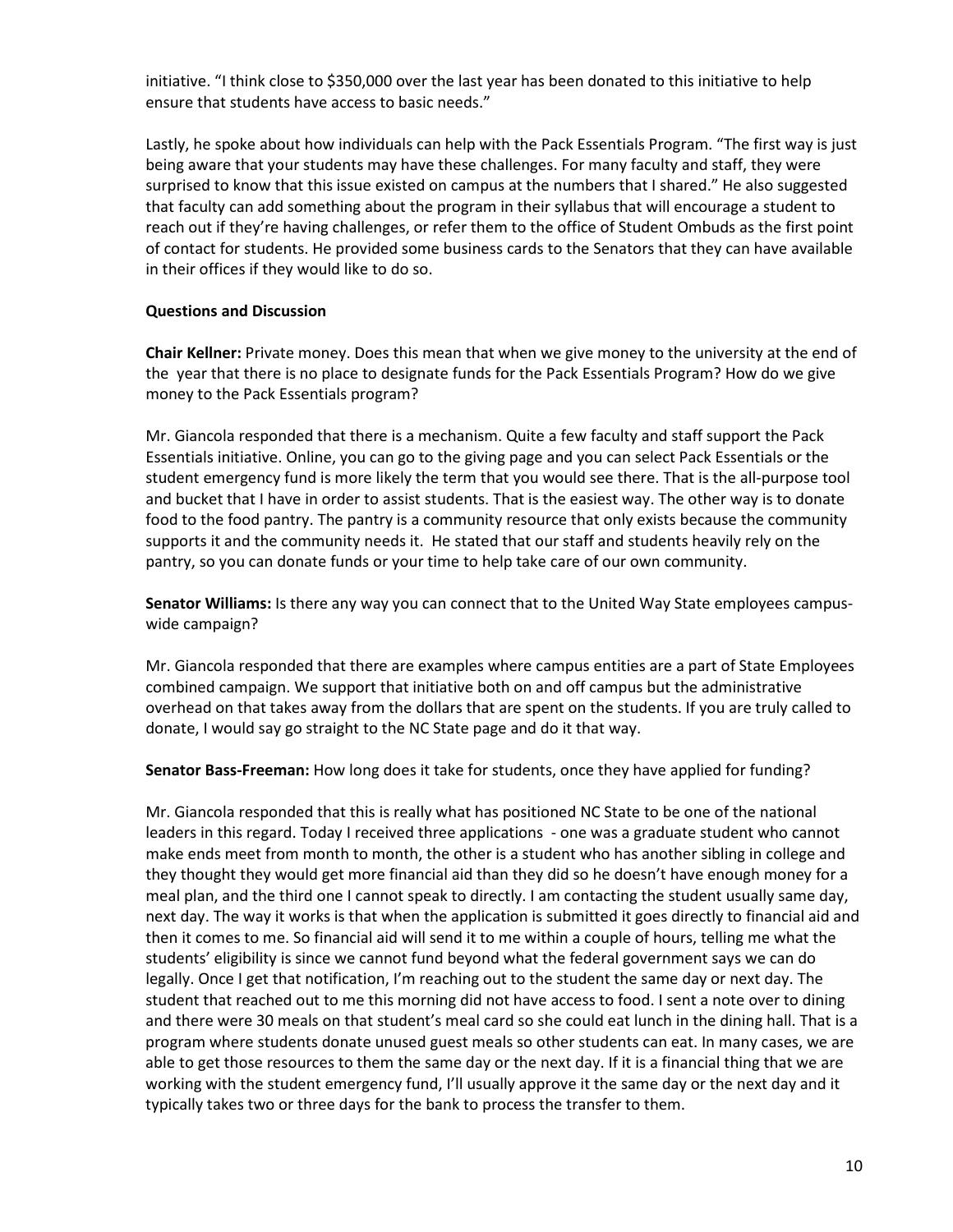initiative. "I think close to $350,000 over the last year has been donated to this initiative to help ensure that students have access to basic needs."

Lastly, he spoke about how individuals can help with the Pack Essentials Program. "The first way is just being aware that your students may have these challenges. For many faculty and staff, they were surprised to know that this issue existed on campus at the numbers that I shared." He also suggested that faculty can add something about the program in their syllabus that will encourage a student to reach out if they're having challenges, or refer them to the office of Student Ombuds as the first point of contact for students. He provided some business cards to the Senators that they can have available in their offices if they would like to do so.

**Questions and Discussion**

**Chair Kellner:** Private money. Does this mean that when we give money to the university at the end of the year that there is no place to designate funds for the Pack Essentials Program? How do we give money to the Pack Essentials program?

Mr. Giancola responded that there is a mechanism. Quite a few faculty and staff support the Pack Essentials initiative. Online, you can go to the giving page and you can select Pack Essentials or the student emergency fund is more likely the term that you would see there. That is the all-purpose tool and bucket that I have in order to assist students. That is the easiest way. The other way is to donate food to the food pantry. The pantry is a community resource that only exists because the community supports it and the community needs it. He stated that our staff and students heavily rely on the pantry, so you can donate funds or your time to help take care of our own community.

**Senator Williams:** Is there any way you can connect that to the United Way State employees campus-wide campaign?

Mr. Giancola responded that there are examples where campus entities are a part of State Employees combined campaign. We support that initiative both on and off campus but the administrative overhead on that takes away from the dollars that are spent on the students. If you are truly called to donate, I would say go straight to the NC State page and do it that way.

**Senator Bass-Freeman:** How long does it take for students, once they have applied for funding?

Mr. Giancola responded that this is really what has positioned NC State to be one of the national leaders in this regard. Today I received three applications - one was a graduate student who cannot make ends meet from month to month, the other is a student who has another sibling in college and they thought they would get more financial aid than they did so he doesn't have enough money for a meal plan, and the third one I cannot speak to directly. I am contacting the student usually same day, next day. The way it works is that when the application is submitted it goes directly to financial aid and then it comes to me. So financial aid will send it to me within a couple of hours, telling me what the students' eligibility is since we cannot fund beyond what the federal government says we can do legally. Once I get that notification, I'm reaching out to the student the same day or next day. The student that reached out to me this morning did not have access to food. I sent a note over to dining and there were 30 meals on that student's meal card so she could eat lunch in the dining hall. That is a program where students donate unused guest meals so other students can eat. In many cases, we are able to get those resources to them the same day or the next day. If it is a financial thing that we are working with the student emergency fund, I'll usually approve it the same day or the next day and it typically takes two or three days for the bank to process the transfer to them.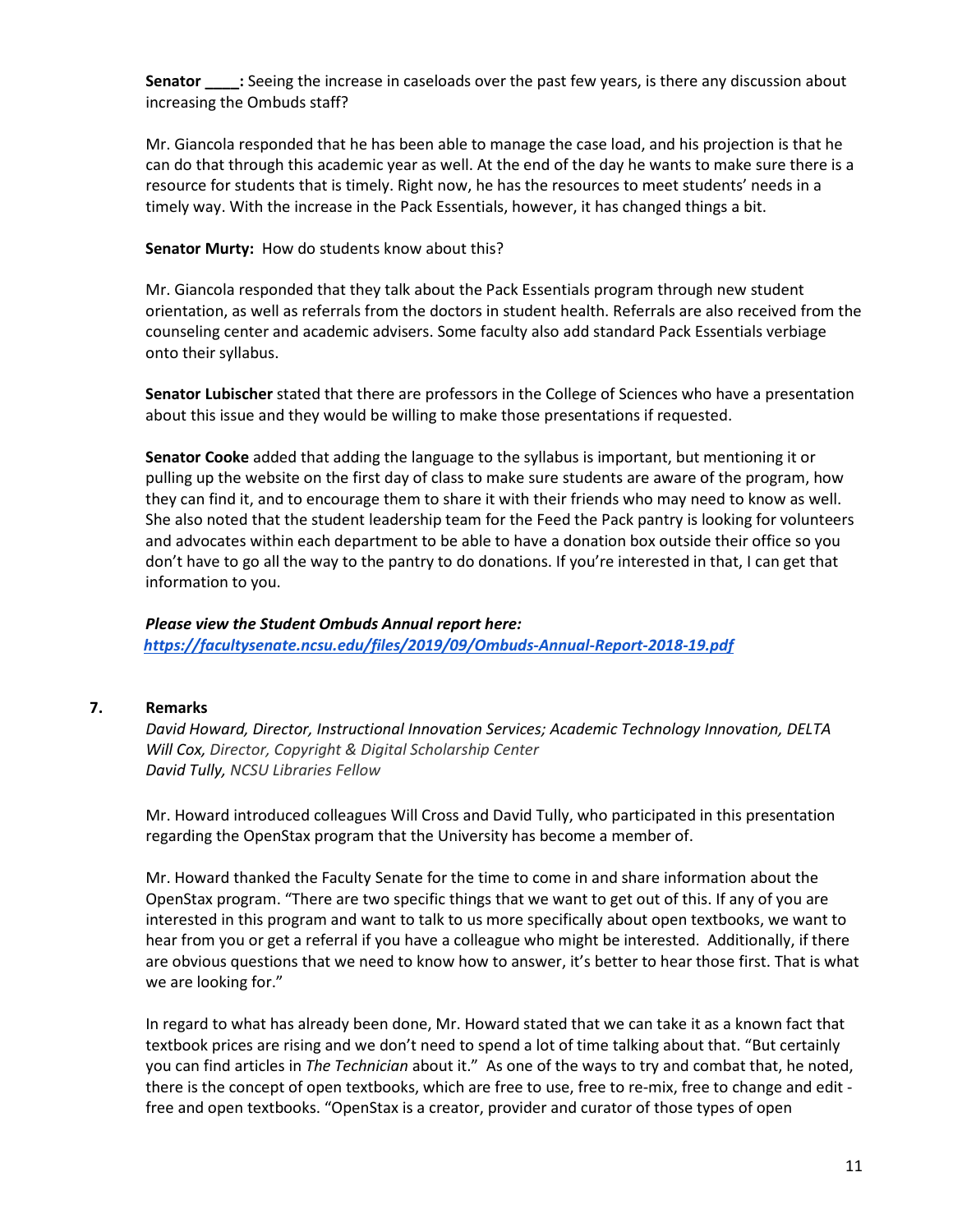**Senator ____:** Seeing the increase in caseloads over the past few years, is there any discussion about increasing the Ombuds staff?

Mr. Giancola responded that he has been able to manage the case load, and his projection is that he can do that through this academic year as well. At the end of the day he wants to make sure there is a resource for students that is timely. Right now, he has the resources to meet students' needs in a timely way. With the increase in the Pack Essentials, however, it has changed things a bit.

**Senator Murty:** How do students know about this?

Mr. Giancola responded that they talk about the Pack Essentials program through new student orientation, as well as referrals from the doctors in student health. Referrals are also received from the counseling center and academic advisers. Some faculty also add standard Pack Essentials verbiage onto their syllabus.

**Senator Lubischer** stated that there are professors in the College of Sciences who have a presentation about this issue and they would be willing to make those presentations if requested.

**Senator Cooke** added that adding the language to the syllabus is important, but mentioning it or pulling up the website on the first day of class to make sure students are aware of the program, how they can find it, and to encourage them to share it with their friends who may need to know as well. She also noted that the student leadership team for the Feed the Pack pantry is looking for volunteers and advocates within each department to be able to have a donation box outside their office so you don't have to go all the way to the pantry to do donations. If you're interested in that, I can get that information to you.

***Please view the Student Ombuds Annual report here:***
***https://facultysenate.ncsu.edu/files/2019/09/Ombuds-Annual-Report-2018-19.pdf***

## 7. Remarks

*David Howard, Director, Instructional Innovation Services; Academic Technology Innovation, DELTA*
*Will Cox, Director, Copyright & Digital Scholarship Center*
*David Tully, NCSU Libraries Fellow*

Mr. Howard introduced colleagues Will Cross and David Tully, who participated in this presentation regarding the OpenStax program that the University has become a member of.

Mr. Howard thanked the Faculty Senate for the time to come in and share information about the OpenStax program. "There are two specific things that we want to get out of this. If any of you are interested in this program and want to talk to us more specifically about open textbooks, we want to hear from you or get a referral if you have a colleague who might be interested. Additionally, if there are obvious questions that we need to know how to answer, it's better to hear those first. That is what we are looking for."

In regard to what has already been done, Mr. Howard stated that we can take it as a known fact that textbook prices are rising and we don't need to spend a lot of time talking about that. "But certainly you can find articles in *The Technician* about it." As one of the ways to try and combat that, he noted, there is the concept of open textbooks, which are free to use, free to re-mix, free to change and edit - free and open textbooks. "OpenStax is a creator, provider and curator of those types of open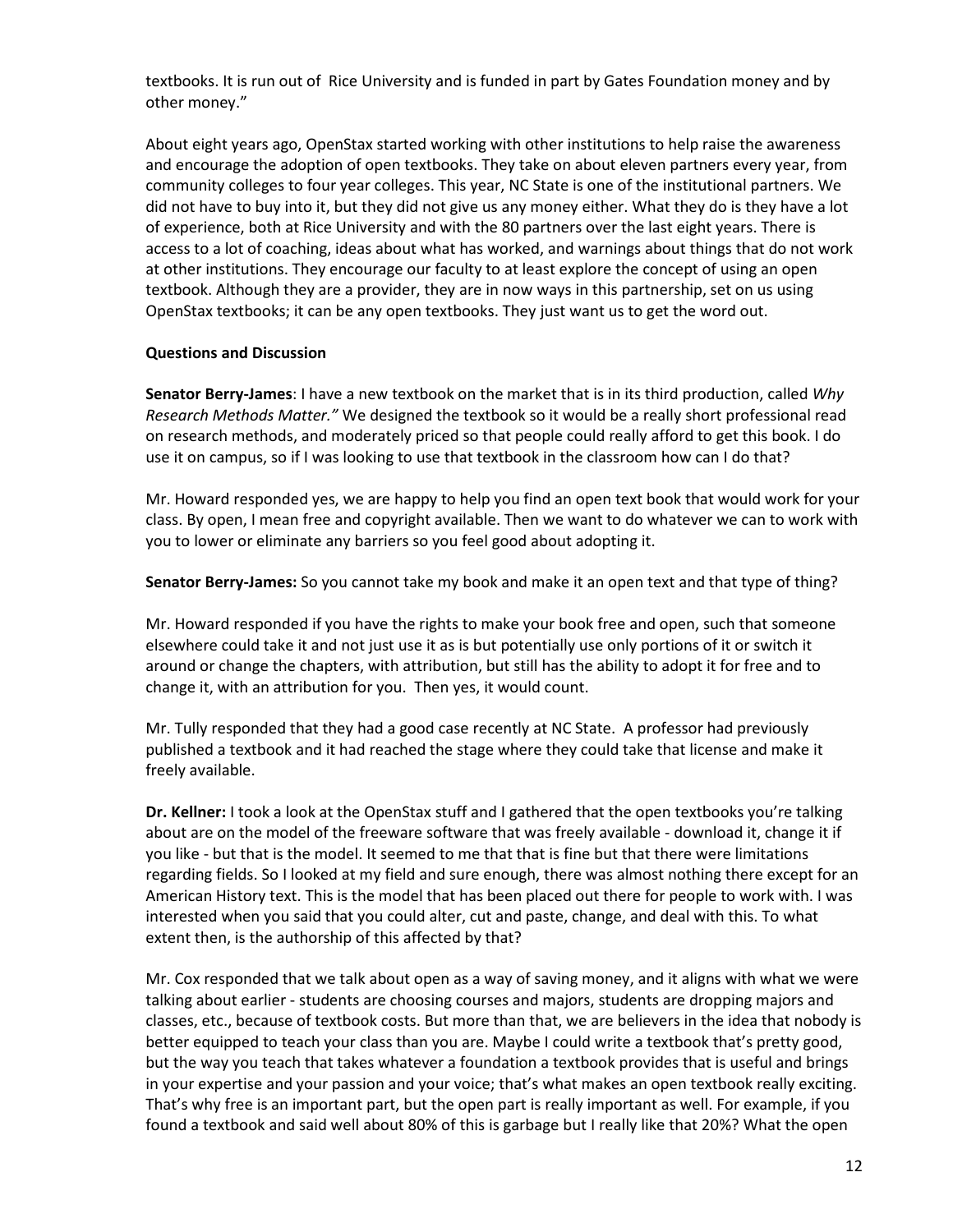textbooks. It is run out of  Rice University and is funded in part by Gates Foundation money and by other money."

About eight years ago, OpenStax started working with other institutions to help raise the awareness and encourage the adoption of open textbooks. They take on about eleven partners every year, from community colleges to four year colleges. This year, NC State is one of the institutional partners. We did not have to buy into it, but they did not give us any money either. What they do is they have a lot of experience, both at Rice University and with the 80 partners over the last eight years. There is access to a lot of coaching, ideas about what has worked, and warnings about things that do not work at other institutions. They encourage our faculty to at least explore the concept of using an open textbook. Although they are a provider, they are in now ways in this partnership, set on us using OpenStax textbooks; it can be any open textbooks. They just want us to get the word out.

**Questions and Discussion**

**Senator Berry-James**: I have a new textbook on the market that is in its third production, called *Why Research Methods Matter."* We designed the textbook so it would be a really short professional read on research methods, and moderately priced so that people could really afford to get this book. I do use it on campus, so if I was looking to use that textbook in the classroom how can I do that?

Mr. Howard responded yes, we are happy to help you find an open text book that would work for your class. By open, I mean free and copyright available. Then we want to do whatever we can to work with you to lower or eliminate any barriers so you feel good about adopting it.

**Senator Berry-James:** So you cannot take my book and make it an open text and that type of thing?

Mr. Howard responded if you have the rights to make your book free and open, such that someone elsewhere could take it and not just use it as is but potentially use only portions of it or switch it around or change the chapters, with attribution, but still has the ability to adopt it for free and to change it, with an attribution for you.  Then yes, it would count.

Mr. Tully responded that they had a good case recently at NC State.  A professor had previously published a textbook and it had reached the stage where they could take that license and make it freely available.

**Dr. Kellner:** I took a look at the OpenStax stuff and I gathered that the open textbooks you're talking about are on the model of the freeware software that was freely available - download it, change it if you like - but that is the model. It seemed to me that that is fine but that there were limitations regarding fields. So I looked at my field and sure enough, there was almost nothing there except for an American History text. This is the model that has been placed out there for people to work with. I was interested when you said that you could alter, cut and paste, change, and deal with this. To what extent then, is the authorship of this affected by that?

Mr. Cox responded that we talk about open as a way of saving money, and it aligns with what we were talking about earlier - students are choosing courses and majors, students are dropping majors and classes, etc., because of textbook costs. But more than that, we are believers in the idea that nobody is better equipped to teach your class than you are. Maybe I could write a textbook that's pretty good, but the way you teach that takes whatever a foundation a textbook provides that is useful and brings in your expertise and your passion and your voice; that's what makes an open textbook really exciting. That's why free is an important part, but the open part is really important as well. For example, if you found a textbook and said well about 80% of this is garbage but I really like that 20%? What the open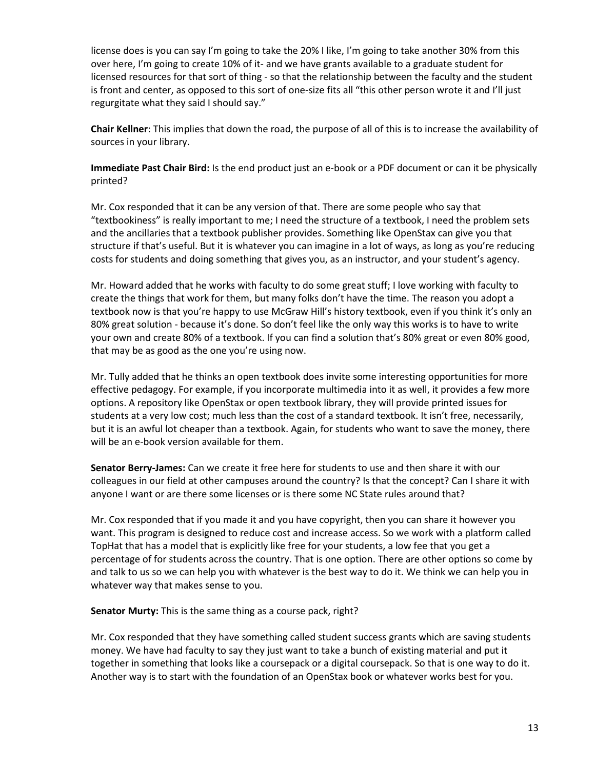license does is you can say I'm going to take the 20% I like, I'm going to take another 30% from this over here, I'm going to create 10% of it- and we have grants available to a graduate student for licensed resources for that sort of thing - so that the relationship between the faculty and the student is front and center, as opposed to this sort of one-size fits all "this other person wrote it and I'll just regurgitate what they said I should say."

**Chair Kellner**: This implies that down the road, the purpose of all of this is to increase the availability of sources in your library.

**Immediate Past Chair Bird:** Is the end product just an e-book or a PDF document or can it be physically printed?

Mr. Cox responded that it can be any version of that. There are some people who say that "textbookiness" is really important to me; I need the structure of a textbook, I need the problem sets and the ancillaries that a textbook publisher provides. Something like OpenStax can give you that structure if that's useful. But it is whatever you can imagine in a lot of ways, as long as you're reducing costs for students and doing something that gives you, as an instructor, and your student's agency.

Mr. Howard added that he works with faculty to do some great stuff; I love working with faculty to create the things that work for them, but many folks don't have the time. The reason you adopt a textbook now is that you're happy to use McGraw Hill's history textbook, even if you think it's only an 80% great solution - because it's done. So don't feel like the only way this works is to have to write your own and create 80% of a textbook. If you can find a solution that's 80% great or even 80% good, that may be as good as the one you're using now.

Mr. Tully added that he thinks an open textbook does invite some interesting opportunities for more effective pedagogy. For example, if you incorporate multimedia into it as well, it provides a few more options. A repository like OpenStax or open textbook library, they will provide printed issues for students at a very low cost; much less than the cost of a standard textbook. It isn't free, necessarily, but it is an awful lot cheaper than a textbook. Again, for students who want to save the money, there will be an e-book version available for them.

**Senator Berry-James:** Can we create it free here for students to use and then share it with our colleagues in our field at other campuses around the country? Is that the concept? Can I share it with anyone I want or are there some licenses or is there some NC State rules around that?

Mr. Cox responded that if you made it and you have copyright, then you can share it however you want. This program is designed to reduce cost and increase access. So we work with a platform called TopHat that has a model that is explicitly like free for your students, a low fee that you get a percentage of for students across the country. That is one option. There are other options so come by and talk to us so we can help you with whatever is the best way to do it. We think we can help you in whatever way that makes sense to you.

**Senator Murty:** This is the same thing as a course pack, right?

Mr. Cox responded that they have something called student success grants which are saving students money. We have had faculty to say they just want to take a bunch of existing material and put it together in something that looks like a coursepack or a digital coursepack. So that is one way to do it. Another way is to start with the foundation of an OpenStax book or whatever works best for you.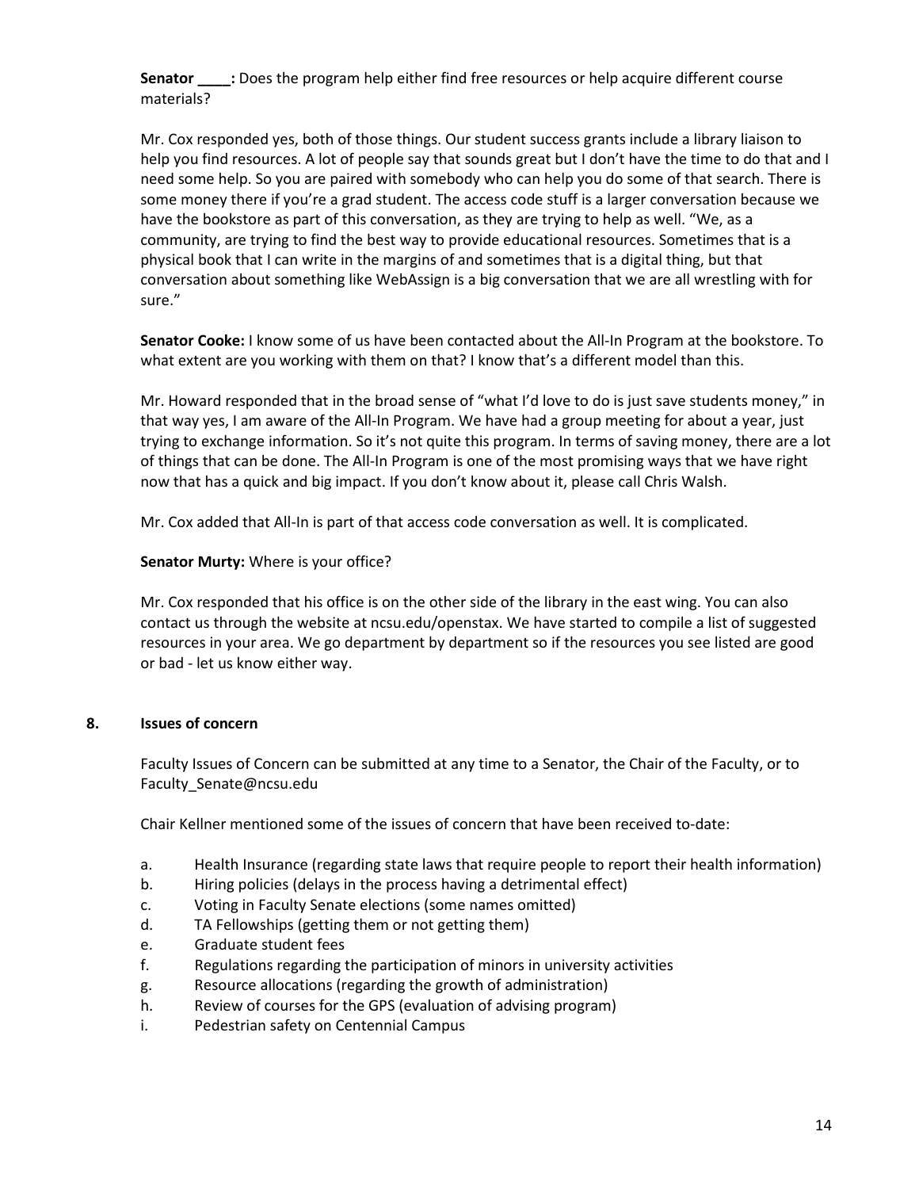**Senator ____:** Does the program help either find free resources or help acquire different course materials?

Mr. Cox responded yes, both of those things. Our student success grants include a library liaison to help you find resources. A lot of people say that sounds great but I don't have the time to do that and I need some help. So you are paired with somebody who can help you do some of that search. There is some money there if you're a grad student. The access code stuff is a larger conversation because we have the bookstore as part of this conversation, as they are trying to help as well. "We, as a community, are trying to find the best way to provide educational resources. Sometimes that is a physical book that I can write in the margins of and sometimes that is a digital thing, but that conversation about something like WebAssign is a big conversation that we are all wrestling with for sure."

**Senator Cooke:** I know some of us have been contacted about the All-In Program at the bookstore. To what extent are you working with them on that? I know that's a different model than this.

Mr. Howard responded that in the broad sense of "what I'd love to do is just save students money," in that way yes, I am aware of the All-In Program. We have had a group meeting for about a year, just trying to exchange information. So it's not quite this program. In terms of saving money, there are a lot of things that can be done. The All-In Program is one of the most promising ways that we have right now that has a quick and big impact. If you don't know about it, please call Chris Walsh.

Mr. Cox added that All-In is part of that access code conversation as well. It is complicated.

**Senator Murty:** Where is your office?

Mr. Cox responded that his office is on the other side of the library in the east wing. You can also contact us through the website at ncsu.edu/openstax. We have started to compile a list of suggested resources in your area. We go department by department so if the resources you see listed are good or bad - let us know either way.

## 8. Issues of concern

Faculty Issues of Concern can be submitted at any time to a Senator, the Chair of the Faculty, or to Faculty_Senate@ncsu.edu

Chair Kellner mentioned some of the issues of concern that have been received to-date:

a. Health Insurance (regarding state laws that require people to report their health information)
b. Hiring policies (delays in the process having a detrimental effect)
c. Voting in Faculty Senate elections (some names omitted)
d. TA Fellowships (getting them or not getting them)
e. Graduate student fees
f. Regulations regarding the participation of minors in university activities
g. Resource allocations (regarding the growth of administration)
h. Review of courses for the GPS (evaluation of advising program)
i. Pedestrian safety on Centennial Campus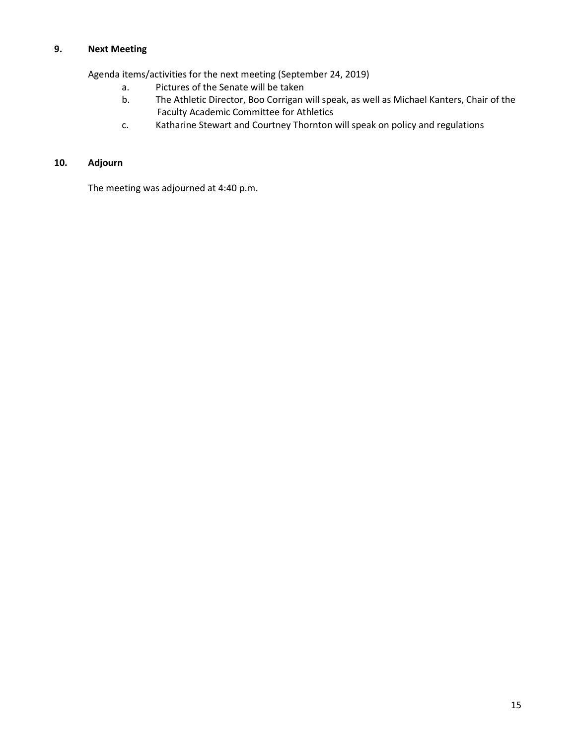## 9. Next Meeting

Agenda items/activities for the next meeting (September 24, 2019)

a. Pictures of the Senate will be taken
b. The Athletic Director, Boo Corrigan will speak, as well as Michael Kanters, Chair of the Faculty Academic Committee for Athletics
c. Katharine Stewart and Courtney Thornton will speak on policy and regulations

## 10. Adjourn

The meeting was adjourned at 4:40 p.m.